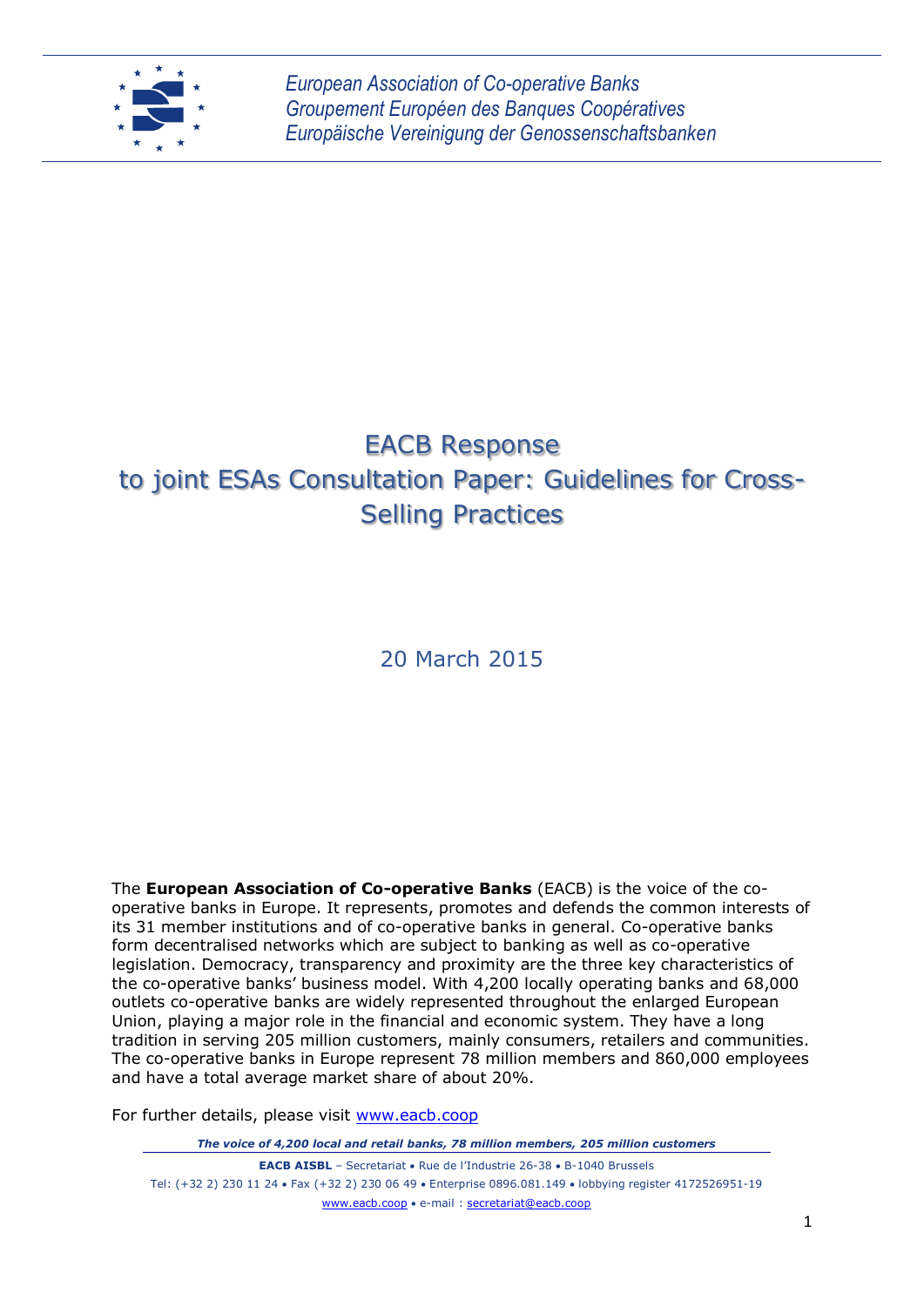*European Association of Co-operative Banks*
*Groupement Européen des Banques Coopératives*
*Europäische Vereinigung der Genossenschaftsbanken*

# EACB Response to joint ESAs Consultation Paper: Guidelines for Cross-Selling Practices

20 March 2015

The **European Association of Co-operative Banks** (EACB) is the voice of the co-operative banks in Europe. It represents, promotes and defends the common interests of its 31 member institutions and of co-operative banks in general. Co-operative banks form decentralised networks which are subject to banking as well as co-operative legislation. Democracy, transparency and proximity are the three key characteristics of the co-operative banks' business model. With 4,200 locally operating banks and 68,000 outlets co-operative banks are widely represented throughout the enlarged European Union, playing a major role in the financial and economic system. They have a long tradition in serving 205 million customers, mainly consumers, retailers and communities. The co-operative banks in Europe represent 78 million members and 860,000 employees and have a total average market share of about 20%.

For further details, please visit [www.eacb.coop](http://www.eacb.coop)

***The voice of 4,200 local and retail banks, 78 million members, 205 million customers***

**EACB AISBL** – Secretariat • Rue de l'Industrie 26-38 • B-1040 Brussels
Tel: (+32 2) 230 11 24 • Fax (+32 2) 230 06 49 • Enterprise 0896.081.149 • lobbying register 4172526951-19
[www.eacb.coop](http://www.eacb.coop) • e-mail : [secretariat@eacb.coop](mailto:secretariat@eacb.coop)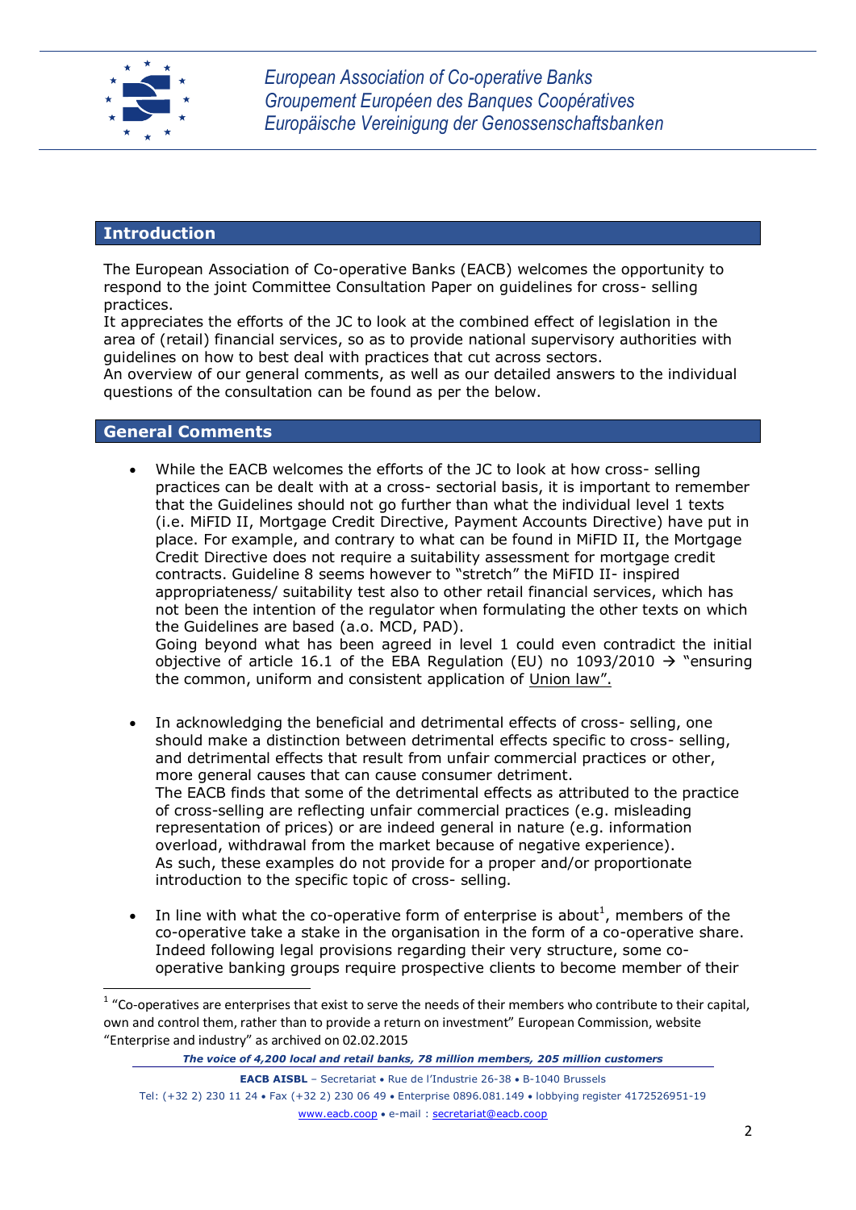## Introduction

The European Association of Co-operative Banks (EACB) welcomes the opportunity to respond to the joint Committee Consultation Paper on guidelines for cross- selling practices.
It appreciates the efforts of the JC to look at the combined effect of legislation in the area of (retail) financial services, so as to provide national supervisory authorities with guidelines on how to best deal with practices that cut across sectors.
An overview of our general comments, as well as our detailed answers to the individual questions of the consultation can be found as per the below.

## General Comments

- While the EACB welcomes the efforts of the JC to look at how cross- selling practices can be dealt with at a cross- sectorial basis, it is important to remember that the Guidelines should not go further than what the individual level 1 texts (i.e. MiFID II, Mortgage Credit Directive, Payment Accounts Directive) have put in place. For example, and contrary to what can be found in MiFID II, the Mortgage Credit Directive does not require a suitability assessment for mortgage credit contracts. Guideline 8 seems however to "stretch" the MiFID II- inspired appropriateness/ suitability test also to other retail financial services, which has not been the intention of the regulator when formulating the other texts on which the Guidelines are based (a.o. MCD, PAD).
  Going beyond what has been agreed in level 1 could even contradict the initial objective of article 16.1 of the EBA Regulation (EU) no 1093/2010 → "ensuring the common, uniform and consistent application of Union law".

- In acknowledging the beneficial and detrimental effects of cross- selling, one should make a distinction between detrimental effects specific to cross- selling, and detrimental effects that result from unfair commercial practices or other, more general causes that can cause consumer detriment.
  The EACB finds that some of the detrimental effects as attributed to the practice of cross-selling are reflecting unfair commercial practices (e.g. misleading representation of prices) or are indeed general in nature (e.g. information overload, withdrawal from the market because of negative experience).
  As such, these examples do not provide for a proper and/or proportionate introduction to the specific topic of cross- selling.

- In line with what the co-operative form of enterprise is about[1], members of the co-operative take a stake in the organisation in the form of a co-operative share. Indeed following legal provisions regarding their very structure, some co-operative banking groups require prospective clients to become member of their

[1] "Co-operatives are enterprises that exist to serve the needs of their members who contribute to their capital, own and control them, rather than to provide a return on investment" European Commission, website "Enterprise and industry" as archived on 02.02.2015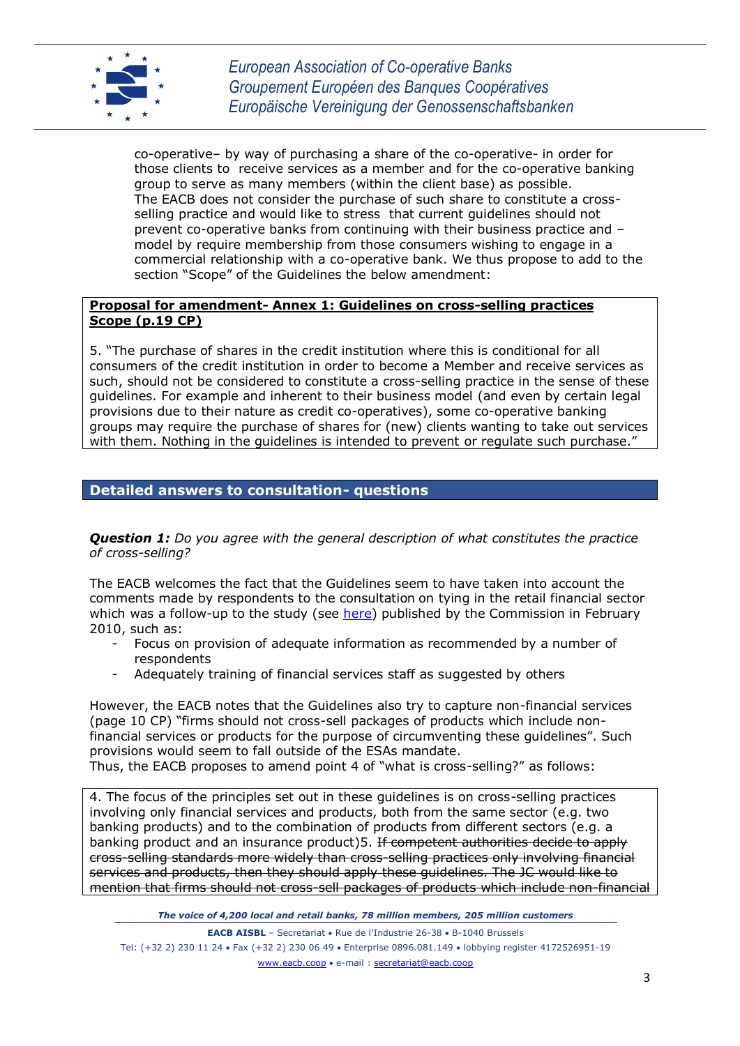co-operative– by way of purchasing a share of the co-operative- in order for those clients to receive services as a member and for the co-operative banking group to serve as many members (within the client base) as possible.
The EACB does not consider the purchase of such share to constitute a cross-selling practice and would like to stress that current guidelines should not prevent co-operative banks from continuing with their business practice and –model by require membership from those consumers wishing to engage in a commercial relationship with a co-operative bank. We thus propose to add to the section "Scope" of the Guidelines the below amendment:

> **<u>Proposal for amendment- Annex 1: Guidelines on cross-selling practices Scope (p.19 CP)</u>**
>
> 5. "The purchase of shares in the credit institution where this is conditional for all consumers of the credit institution in order to become a Member and receive services as such, should not be considered to constitute a cross-selling practice in the sense of these guidelines. For example and inherent to their business model (and even by certain legal provisions due to their nature as credit co-operatives), some co-operative banking groups may require the purchase of shares for (new) clients wanting to take out services with them. Nothing in the guidelines is intended to prevent or regulate such purchase."

## Detailed answers to consultation- questions

***Question 1:*** *Do you agree with the general description of what constitutes the practice of cross-selling?*

The EACB welcomes the fact that the Guidelines seem to have taken into account the comments made by respondents to the consultation on tying in the retail financial sector which was a follow-up to the study (see here) published by the Commission in February 2010, such as:

- Focus on provision of adequate information as recommended by a number of respondents
- Adequately training of financial services staff as suggested by others

However, the EACB notes that the Guidelines also try to capture non-financial services (page 10 CP) "firms should not cross-sell packages of products which include non-financial services or products for the purpose of circumventing these guidelines". Such provisions would seem to fall outside of the ESAs mandate.
Thus, the EACB proposes to amend point 4 of "what is cross-selling?" as follows:

> 4. The focus of the principles set out in these guidelines is on cross-selling practices involving only financial services and products, both from the same sector (e.g. two banking products) and to the combination of products from different sectors (e.g. a banking product and an insurance product)5. ~~If competent authorities decide to apply cross-selling standards more widely than cross-selling practices only involving financial services and products, then they should apply these guidelines. The JC would like to mention that firms should not cross-sell packages of products which include non-financial~~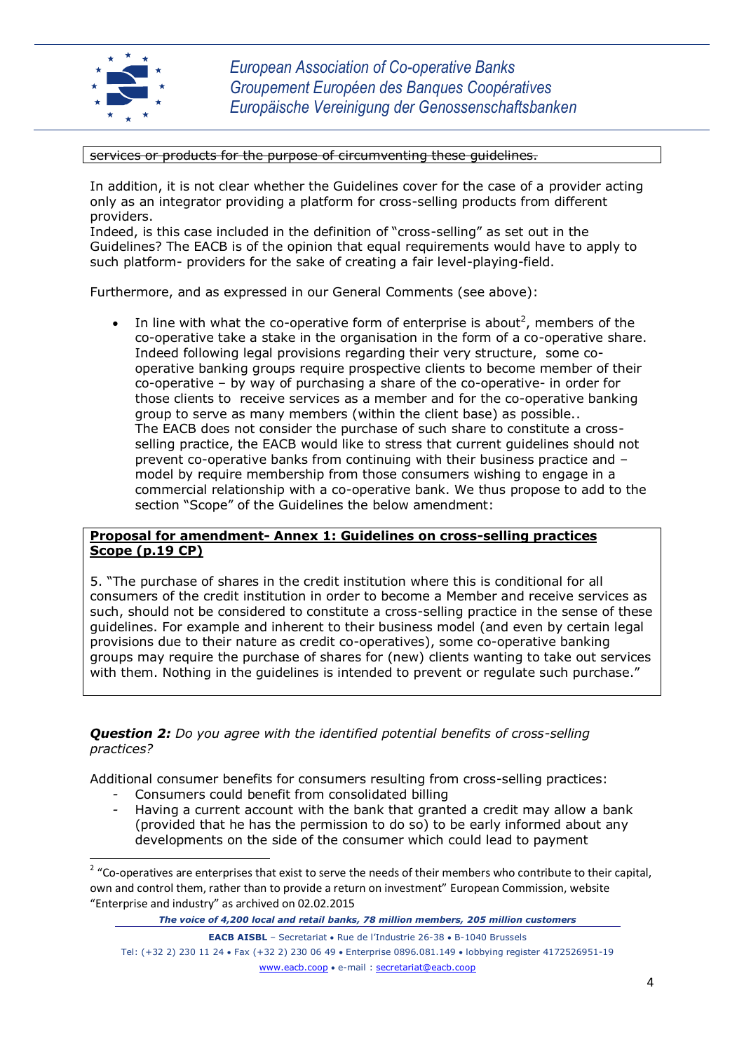~~services or products for the purpose of circumventing these guidelines.~~

In addition, it is not clear whether the Guidelines cover for the case of a provider acting only as an integrator providing a platform for cross-selling products from different providers.
Indeed, is this case included in the definition of "cross-selling" as set out in the Guidelines? The EACB is of the opinion that equal requirements would have to apply to such platform- providers for the sake of creating a fair level-playing-field.

Furthermore, and as expressed in our General Comments (see above):

- In line with what the co-operative form of enterprise is about[2], members of the co-operative take a stake in the organisation in the form of a co-operative share. Indeed following legal provisions regarding their very structure, some co-operative banking groups require prospective clients to become member of their co-operative – by way of purchasing a share of the co-operative- in order for those clients to receive services as a member and for the co-operative banking group to serve as many members (within the client base) as possible..
  The EACB does not consider the purchase of such share to constitute a cross-selling practice, the EACB would like to stress that current guidelines should not prevent co-operative banks from continuing with their business practice and – model by require membership from those consumers wishing to engage in a commercial relationship with a co-operative bank. We thus propose to add to the section "Scope" of the Guidelines the below amendment:

**Proposal for amendment- Annex 1: Guidelines on cross-selling practices Scope (p.19 CP)**

5. "The purchase of shares in the credit institution where this is conditional for all consumers of the credit institution in order to become a Member and receive services as such, should not be considered to constitute a cross-selling practice in the sense of these guidelines. For example and inherent to their business model (and even by certain legal provisions due to their nature as credit co-operatives), some co-operative banking groups may require the purchase of shares for (new) clients wanting to take out services with them. Nothing in the guidelines is intended to prevent or regulate such purchase."

***Question 2:*** *Do you agree with the identified potential benefits of cross-selling practices?*

Additional consumer benefits for consumers resulting from cross-selling practices:

- Consumers could benefit from consolidated billing
- Having a current account with the bank that granted a credit may allow a bank (provided that he has the permission to do so) to be early informed about any developments on the side of the consumer which could lead to payment

---

[2] "Co-operatives are enterprises that exist to serve the needs of their members who contribute to their capital, own and control them, rather than to provide a return on investment" European Commission, website "Enterprise and industry" as archived on 02.02.2015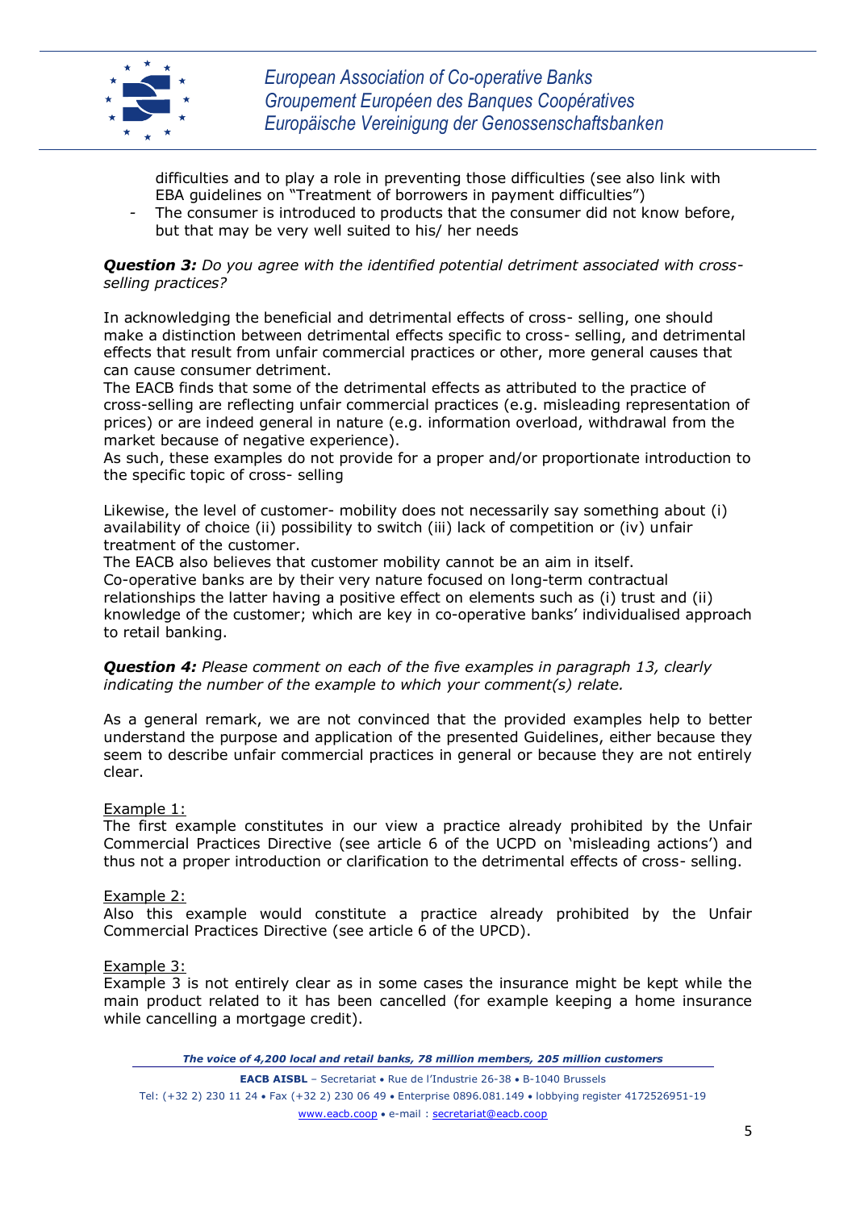difficulties and to play a role in preventing those difficulties (see also link with EBA guidelines on "Treatment of borrowers in payment difficulties")
- The consumer is introduced to products that the consumer did not know before, but that may be very well suited to his/ her needs

***Question 3:*** *Do you agree with the identified potential detriment associated with cross-selling practices?*

In acknowledging the beneficial and detrimental effects of cross- selling, one should make a distinction between detrimental effects specific to cross- selling, and detrimental effects that result from unfair commercial practices or other, more general causes that can cause consumer detriment.
The EACB finds that some of the detrimental effects as attributed to the practice of cross-selling are reflecting unfair commercial practices (e.g. misleading representation of prices) or are indeed general in nature (e.g. information overload, withdrawal from the market because of negative experience).
As such, these examples do not provide for a proper and/or proportionate introduction to the specific topic of cross- selling

Likewise, the level of customer- mobility does not necessarily say something about (i) availability of choice (ii) possibility to switch (iii) lack of competition or (iv) unfair treatment of the customer.
The EACB also believes that customer mobility cannot be an aim in itself.
Co-operative banks are by their very nature focused on long-term contractual relationships the latter having a positive effect on elements such as (i) trust and (ii) knowledge of the customer; which are key in co-operative banks' individualised approach to retail banking.

***Question 4:*** *Please comment on each of the five examples in paragraph 13, clearly indicating the number of the example to which your comment(s) relate.*

As a general remark, we are not convinced that the provided examples help to better understand the purpose and application of the presented Guidelines, either because they seem to describe unfair commercial practices in general or because they are not entirely clear.

Example 1:
The first example constitutes in our view a practice already prohibited by the Unfair Commercial Practices Directive (see article 6 of the UCPD on 'misleading actions') and thus not a proper introduction or clarification to the detrimental effects of cross- selling.

Example 2:
Also this example would constitute a practice already prohibited by the Unfair Commercial Practices Directive (see article 6 of the UPCD).

Example 3:
Example 3 is not entirely clear as in some cases the insurance might be kept while the main product related to it has been cancelled (for example keeping a home insurance while cancelling a mortgage credit).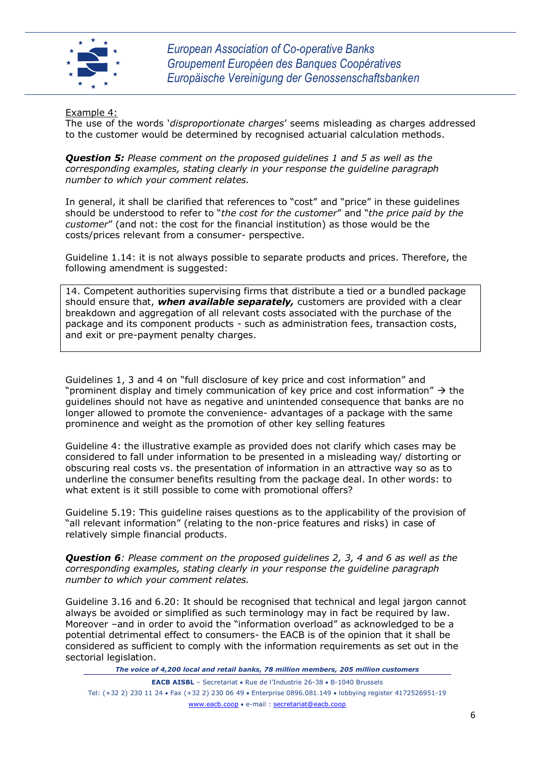<u>Example 4:</u>
The use of the words '*disproportionate charges*' seems misleading as charges addressed to the customer would be determined by recognised actuarial calculation methods.

***Question 5:*** *Please comment on the proposed guidelines 1 and 5 as well as the corresponding examples, stating clearly in your response the guideline paragraph number to which your comment relates.*

In general, it shall be clarified that references to "cost" and "price" in these guidelines should be understood to refer to "*the cost for the customer*" and "*the price paid by the customer*" (and not: the cost for the financial institution) as those would be the costs/prices relevant from a consumer- perspective.

Guideline 1.14: it is not always possible to separate products and prices. Therefore, the following amendment is suggested:

> 14. Competent authorities supervising firms that distribute a tied or a bundled package should ensure that, ***when available separately,*** customers are provided with a clear breakdown and aggregation of all relevant costs associated with the purchase of the package and its component products - such as administration fees, transaction costs, and exit or pre-payment penalty charges.

Guidelines 1, 3 and 4 on "full disclosure of key price and cost information" and "prominent display and timely communication of key price and cost information" → the guidelines should not have as negative and unintended consequence that banks are no longer allowed to promote the convenience- advantages of a package with the same prominence and weight as the promotion of other key selling features

Guideline 4: the illustrative example as provided does not clarify which cases may be considered to fall under information to be presented in a misleading way/ distorting or obscuring real costs vs. the presentation of information in an attractive way so as to underline the consumer benefits resulting from the package deal. In other words: to what extent is it still possible to come with promotional offers?

Guideline 5.19: This guideline raises questions as to the applicability of the provision of "all relevant information" (relating to the non-price features and risks) in case of relatively simple financial products.

***Question 6****: Please comment on the proposed guidelines 2, 3, 4 and 6 as well as the corresponding examples, stating clearly in your response the guideline paragraph number to which your comment relates.*

Guideline 3.16 and 6.20: It should be recognised that technical and legal jargon cannot always be avoided or simplified as such terminology may in fact be required by law. Moreover –and in order to avoid the "information overload" as acknowledged to be a potential detrimental effect to consumers- the EACB is of the opinion that it shall be considered as sufficient to comply with the information requirements as set out in the sectorial legislation.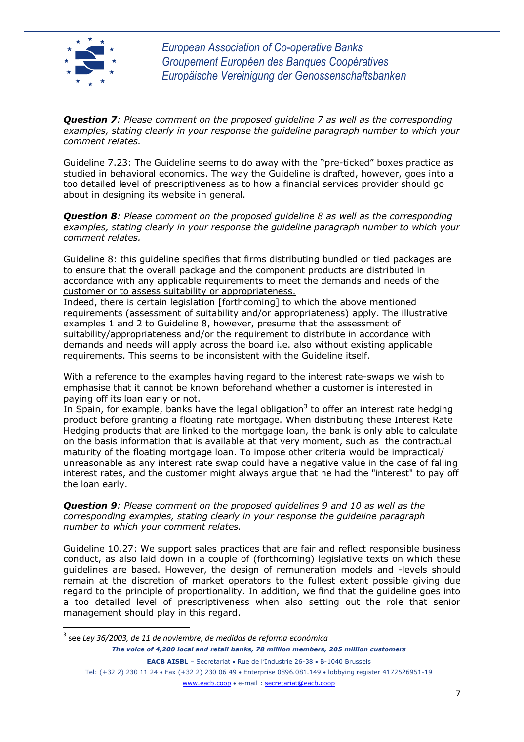***Question 7****: Please comment on the proposed guideline 7 as well as the corresponding examples, stating clearly in your response the guideline paragraph number to which your comment relates.*

Guideline 7.23: The Guideline seems to do away with the "pre-ticked" boxes practice as studied in behavioral economics. The way the Guideline is drafted, however, goes into a too detailed level of prescriptiveness as to how a financial services provider should go about in designing its website in general.

***Question 8****: Please comment on the proposed guideline 8 as well as the corresponding examples, stating clearly in your response the guideline paragraph number to which your comment relates.*

Guideline 8: this guideline specifies that firms distributing bundled or tied packages are to ensure that the overall package and the component products are distributed in accordance <u>with any applicable requirements to meet the demands and needs of the customer or to assess suitability or appropriateness.</u>
Indeed, there is certain legislation [forthcoming] to which the above mentioned requirements (assessment of suitability and/or appropriateness) apply. The illustrative examples 1 and 2 to Guideline 8, however, presume that the assessment of suitability/appropriateness and/or the requirement to distribute in accordance with demands and needs will apply across the board i.e. also without existing applicable requirements. This seems to be inconsistent with the Guideline itself.

With a reference to the examples having regard to the interest rate-swaps we wish to emphasise that it cannot be known beforehand whether a customer is interested in paying off its loan early or not.
In Spain, for example, banks have the legal obligation[3] to offer an interest rate hedging product before granting a floating rate mortgage. When distributing these Interest Rate Hedging products that are linked to the mortgage loan, the bank is only able to calculate on the basis information that is available at that very moment, such as the contractual maturity of the floating mortgage loan. To impose other criteria would be impractical/ unreasonable as any interest rate swap could have a negative value in the case of falling interest rates, and the customer might always argue that he had the "interest" to pay off the loan early.

***Question 9****: Please comment on the proposed guidelines 9 and 10 as well as the corresponding examples, stating clearly in your response the guideline paragraph number to which your comment relates.*

Guideline 10.27: We support sales practices that are fair and reflect responsible business conduct, as also laid down in a couple of (forthcoming) legislative texts on which these guidelines are based. However, the design of remuneration models and -levels should remain at the discretion of market operators to the fullest extent possible giving due regard to the principle of proportionality. In addition, we find that the guideline goes into a too detailed level of prescriptiveness when also setting out the role that senior management should play in this regard.

[3] see *Ley 36/2003, de 11 de noviembre, de medidas de reforma económica*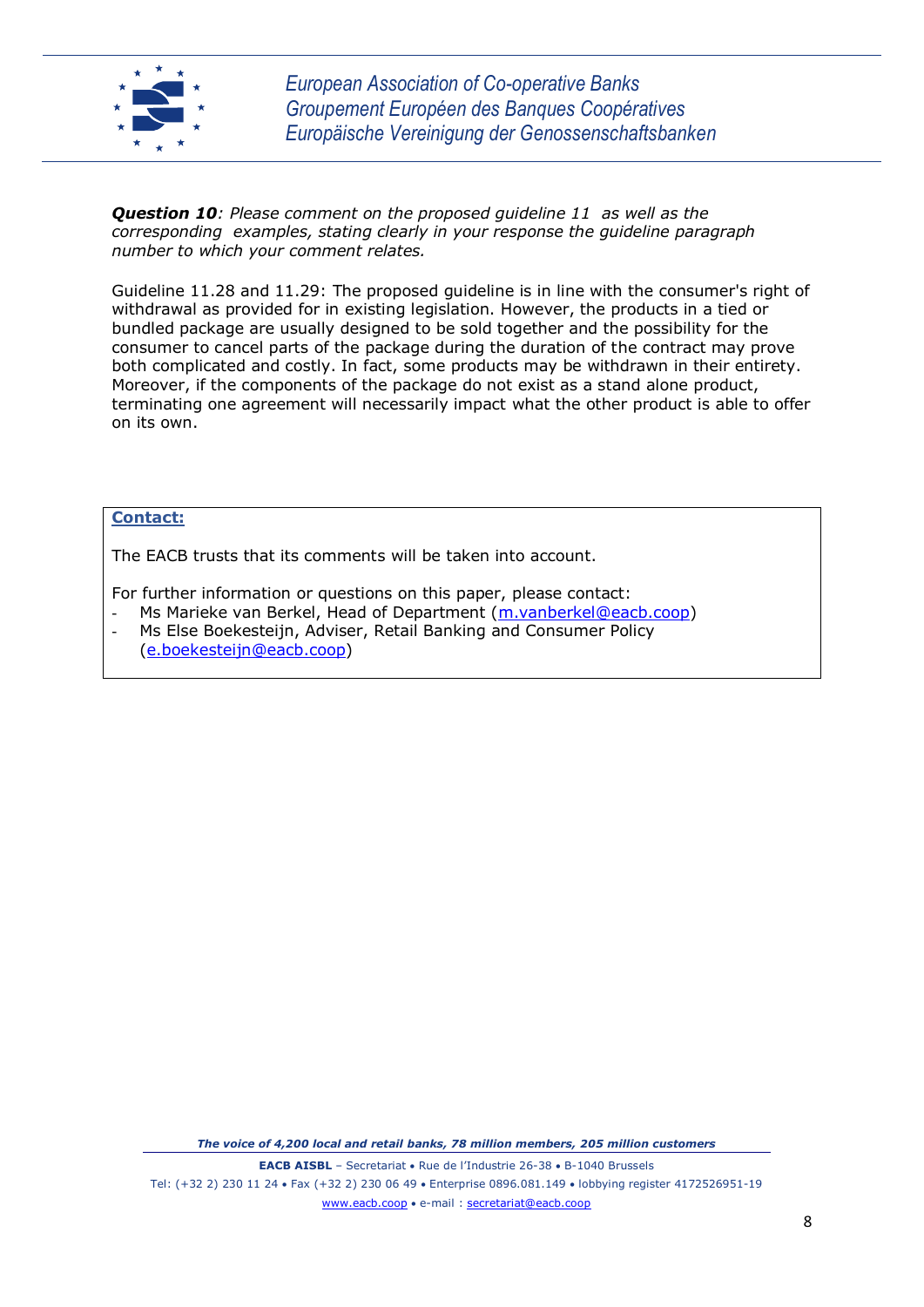***Question 10****: Please comment on the proposed guideline 11 as well as the corresponding examples, stating clearly in your response the guideline paragraph number to which your comment relates.*

Guideline 11.28 and 11.29: The proposed guideline is in line with the consumer's right of withdrawal as provided for in existing legislation. However, the products in a tied or bundled package are usually designed to be sold together and the possibility for the consumer to cancel parts of the package during the duration of the contract may prove both complicated and costly. In fact, some products may be withdrawn in their entirety. Moreover, if the components of the package do not exist as a stand alone product, terminating one agreement will necessarily impact what the other product is able to offer on its own.

**Contact:**

The EACB trusts that its comments will be taken into account.

For further information or questions on this paper, please contact:

- Ms Marieke van Berkel, Head of Department (m.vanberkel@eacb.coop)
- Ms Else Boekesteijn, Adviser, Retail Banking and Consumer Policy (e.boekesteijn@eacb.coop)